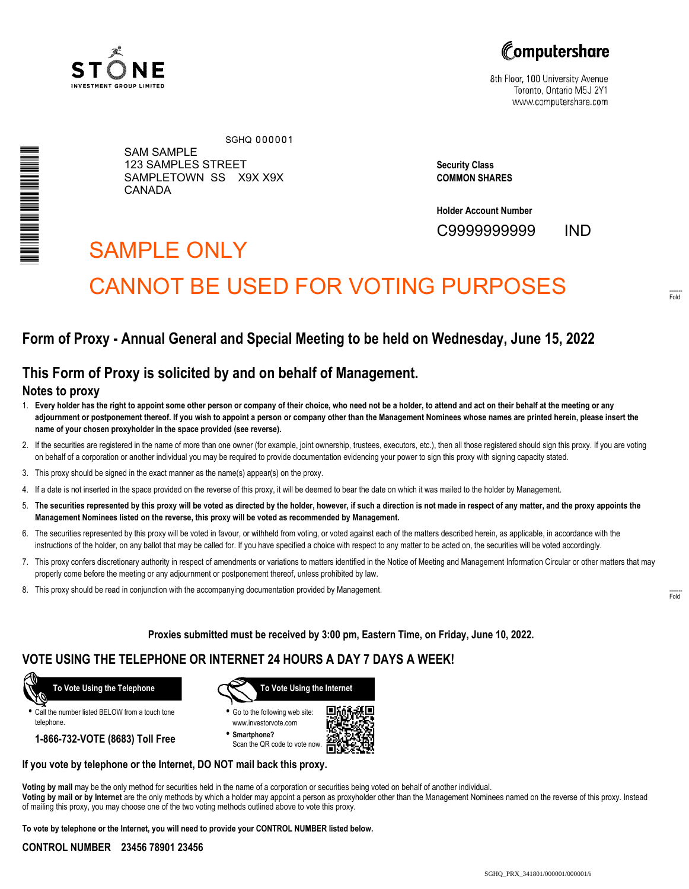STONE INVESTMENT GROUP LIMITED

Computershare
8th Floor, 100 University Avenue
Toronto, Ontario M5J 2Y1
www.computershare.com

SGHQ 000001

SAM SAMPLE
123 SAMPLES STREET
SAMPLETOWN SS X9X X9X
CANADA

**Security Class**
**COMMON SHARES**

**Holder Account Number**
C9999999999 IND

SAMPLE ONLY

CANNOT BE USED FOR VOTING PURPOSES

## Form of Proxy - Annual General and Special Meeting to be held on Wednesday, June 15, 2022

## This Form of Proxy is solicited by and on behalf of Management.

### Notes to proxy

1. **Every holder has the right to appoint some other person or company of their choice, who need not be a holder, to attend and act on their behalf at the meeting or any adjournment or postponement thereof. If you wish to appoint a person or company other than the Management Nominees whose names are printed herein, please insert the name of your chosen proxyholder in the space provided (see reverse).**
2. If the securities are registered in the name of more than one owner (for example, joint ownership, trustees, executors, etc.), then all those registered should sign this proxy. If you are voting on behalf of a corporation or another individual you may be required to provide documentation evidencing your power to sign this proxy with signing capacity stated.
3. This proxy should be signed in the exact manner as the name(s) appear(s) on the proxy.
4. If a date is not inserted in the space provided on the reverse of this proxy, it will be deemed to bear the date on which it was mailed to the holder by Management.
5. **The securities represented by this proxy will be voted as directed by the holder, however, if such a direction is not made in respect of any matter, and the proxy appoints the Management Nominees listed on the reverse, this proxy will be voted as recommended by Management.**
6. The securities represented by this proxy will be voted in favour, or withheld from voting, or voted against each of the matters described herein, as applicable, in accordance with the instructions of the holder, on any ballot that may be called for. If you have specified a choice with respect to any matter to be acted on, the securities will be voted accordingly.
7. This proxy confers discretionary authority in respect of amendments or variations to matters identified in the Notice of Meeting and Management Information Circular or other matters that may properly come before the meeting or any adjournment or postponement thereof, unless prohibited by law.
8. This proxy should be read in conjunction with the accompanying documentation provided by Management.

**Proxies submitted must be received by 3:00 pm, Eastern Time, on Friday, June 10, 2022.**

## VOTE USING THE TELEPHONE OR INTERNET 24 HOURS A DAY 7 DAYS A WEEK!

**To Vote Using the Telephone**

- Call the number listed BELOW from a touch tone telephone.

**1-866-732-VOTE (8683) Toll Free**

**To Vote Using the Internet**

- Go to the following web site: www.investorvote.com
- **Smartphone?** Scan the QR code to vote now.

**If you vote by telephone or the Internet, DO NOT mail back this proxy.**

**Voting by mail** may be the only method for securities held in the name of a corporation or securities being voted on behalf of another individual.
**Voting by mail or by Internet** are the only methods by which a holder may appoint a person as proxyholder other than the Management Nominees named on the reverse of this proxy. Instead of mailing this proxy, you may choose one of the two voting methods outlined above to vote this proxy.

**To vote by telephone or the Internet, you will need to provide your CONTROL NUMBER listed below.**

**CONTROL NUMBER 23456 78901 23456**

SGHQ_PRX_341801/000001/000001/i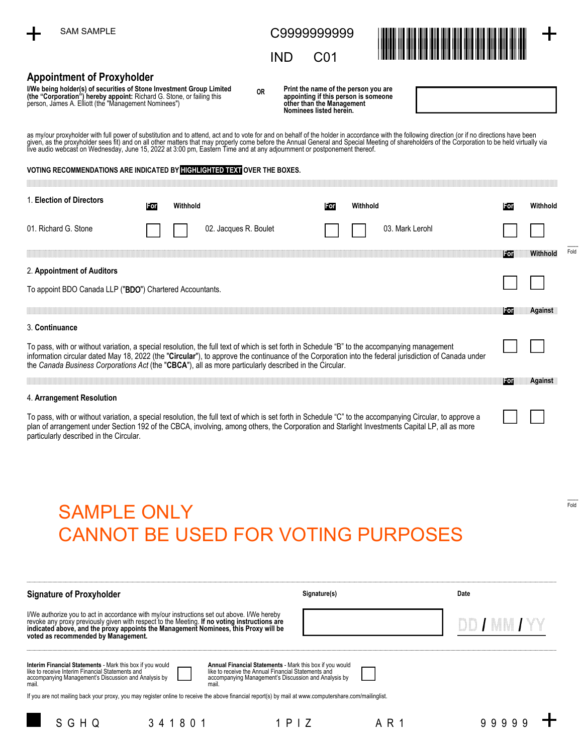SAM SAMPLE

C9999999999

IND C01

## Appointment of Proxyholder

**I/We being holder(s) of securities of Stone Investment Group Limited (the "Corporation") hereby appoint:** Richard G. Stone, or failing this person, James A. Elliott (the "Management Nominees")

**OR**

**Print the name of the person you are appointing if this person is someone other than the Management Nominees listed herein.**

as my/our proxyholder with full power of substitution and to attend, act and to vote for and on behalf of the holder in accordance with the following direction (or if no directions have been given, as the proxyholder sees fit) and on all other matters that may properly come before the Annual General and Special Meeting of shareholders of the Corporation to be held virtually via live audio webcast on Wednesday, June 15, 2022 at 3:00 pm, Eastern Time and at any adjournment or postponement thereof.

**VOTING RECOMMENDATIONS ARE INDICATED BY HIGHLIGHTED TEXT OVER THE BOXES.**

### 1. Election of Directors

| | For | Withhold |
|---|---|---|
| 01. Richard G. Stone | ☐ | ☐ |
| 02. Jacques R. Boulet | ☐ | ☐ |
| 03. Mark Lerohl | ☐ | ☐ |

### 2. Appointment of Auditors

To appoint BDO Canada LLP ("BDO") Chartered Accountants.

For ☐ Withhold ☐

### 3. Continuance

To pass, with or without variation, a special resolution, the full text of which is set forth in Schedule "B" to the accompanying management information circular dated May 18, 2022 (the "**Circular**"), to approve the continuance of the Corporation into the federal jurisdiction of Canada under the *Canada Business Corporations Act* (the "**CBCA**"), all as more particularly described in the Circular.

For ☐ Against ☐

### 4. Arrangement Resolution

To pass, with or without variation, a special resolution, the full text of which is set forth in Schedule "C" to the accompanying Circular, to approve a plan of arrangement under Section 192 of the CBCA, involving, among others, the Corporation and Starlight Investments Capital LP, all as more particularly described in the Circular.

For ☐ Against ☐

SAMPLE ONLY
CANNOT BE USED FOR VOTING PURPOSES

## Signature of Proxyholder

I/We authorize you to act in accordance with my/our instructions set out above. I/We hereby revoke any proxy previously given with respect to the Meeting. **If no voting instructions are indicated above, and the proxy appoints the Management Nominees, this Proxy will be voted as recommended by Management.**

Signature(s)

Date

DD / MM / YY

**Interim Financial Statements** - Mark this box if you would like to receive Interim Financial Statements and accompanying Management's Discussion and Analysis by mail. ☐

**Annual Financial Statements** - Mark this box if you would like to receive the Annual Financial Statements and accompanying Management's Discussion and Analysis by mail. ☐

If you are not mailing back your proxy, you may register online to receive the above financial report(s) by mail at www.computershare.com/mailinglist.

S G H Q 3 4 1 8 0 1 1 P I Z A R 1 9 9 9 9 9